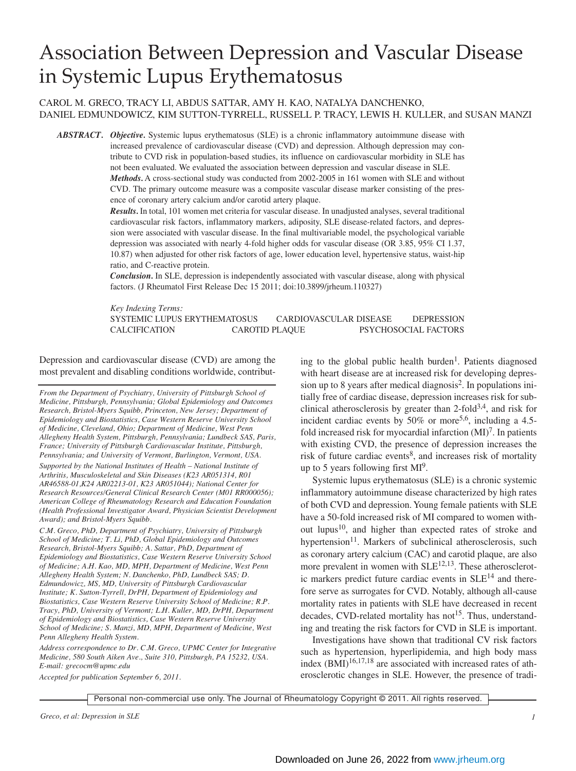# Association Between Depression and Vascular Disease in Systemic Lupus Erythematosus

CAROL M. GRECO, TRACY LI, ABDUS SATTAR, AMY H. KAO, NATALYA DANCHENKO, DANIEL EDMUNDOWICZ, KIM SUTTON-TYRRELL, RUSSELL P. TRACY, LEWIS H. KULLER, and SUSAN MANZI

***ABSTRACT.*** ***Objective.*** Systemic lupus erythematosus (SLE) is a chronic inflammatory autoimmune disease with increased prevalence of cardiovascular disease (CVD) and depression. Although depression may contribute to CVD risk in population-based studies, its influence on cardiovascular morbidity in SLE has not been evaluated. We evaluated the association between depression and vascular disease in SLE.

***Methods.*** A cross-sectional study was conducted from 2002-2005 in 161 women with SLE and without CVD. The primary outcome measure was a composite vascular disease marker consisting of the presence of coronary artery calcium and/or carotid artery plaque.

***Results.*** In total, 101 women met criteria for vascular disease. In unadjusted analyses, several traditional cardiovascular risk factors, inflammatory markers, adiposity, SLE disease-related factors, and depression were associated with vascular disease. In the final multivariable model, the psychological variable depression was associated with nearly 4-fold higher odds for vascular disease (OR 3.85, 95% CI 1.37, 10.87) when adjusted for other risk factors of age, lower education level, hypertensive status, waist-hip ratio, and C-reactive protein.

***Conclusion.*** In SLE, depression is independently associated with vascular disease, along with physical factors. (J Rheumatol First Release Dec 15 2011; doi:10.3899/jrheum.110327)

*Key Indexing Terms:*
SYSTEMIC LUPUS ERYTHEMATOSUS — CARDIOVASCULAR DISEASE — DEPRESSION — CALCIFICATION — CAROTID PLAQUE — PSYCHOSOCIAL FACTORS

Depression and cardiovascular disease (CVD) are among the most prevalent and disabling conditions worldwide, contributing to the global public health burden[1]. Patients diagnosed with heart disease are at increased risk for developing depression up to 8 years after medical diagnosis[2]. In populations initially free of cardiac disease, depression increases risk for subclinical atherosclerosis by greater than 2-fold[3,4], and risk for incident cardiac events by 50% or more[5,6], including a 4.5-fold increased risk for myocardial infarction (MI)[7]. In patients with existing CVD, the presence of depression increases the risk of future cardiac events[8], and increases risk of mortality up to 5 years following first MI[9].

Systemic lupus erythematosus (SLE) is a chronic systemic inflammatory autoimmune disease characterized by high rates of both CVD and depression. Young female patients with SLE have a 50-fold increased risk of MI compared to women without lupus[10], and higher than expected rates of stroke and hypertension[11]. Markers of subclinical atherosclerosis, such as coronary artery calcium (CAC) and carotid plaque, are also more prevalent in women with SLE[12,13]. These atherosclerotic markers predict future cardiac events in SLE[14] and therefore serve as surrogates for CVD. Notably, although all-cause mortality rates in patients with SLE have decreased in recent decades, CVD-related mortality has not[15]. Thus, understanding and treating the risk factors for CVD in SLE is important.

Investigations have shown that traditional CV risk factors such as hypertension, hyperlipidemia, and high body mass index (BMI)[16,17,18] are associated with increased rates of atherosclerotic changes in SLE. However, the presence of tradi-

*From the Department of Psychiatry, University of Pittsburgh School of Medicine, Pittsburgh, Pennsylvania; Global Epidemiology and Outcomes Research, Bristol-Myers Squibb, Princeton, New Jersey; Department of Epidemiology and Biostatistics, Case Western Reserve University School of Medicine, Cleveland, Ohio; Department of Medicine, West Penn Allegheny Health System, Pittsburgh, Pennsylvania; Lundbeck SAS, Paris, France; University of Pittsburgh Cardiovascular Institute, Pittsburgh, Pennsylvania; and University of Vermont, Burlington, Vermont, USA.*

*Supported by the National Institutes of Health – National Institute of Arthritis, Musculoskeletal and Skin Diseases (K23 AR051314, R01 AR46588-01,K24 AR02213-01, K23 AR051044); National Center for Research Resources/General Clinical Research Center (M01 RR000056); American College of Rheumatology Research and Education Foundation (Health Professional Investigator Award, Physician Scientist Development Award); and Bristol-Myers Squibb.*

*C.M. Greco, PhD, Department of Psychiatry, University of Pittsburgh School of Medicine; T. Li, PhD, Global Epidemiology and Outcomes Research, Bristol-Myers Squibb; A. Sattar, PhD, Department of Epidemiology and Biostatistics, Case Western Reserve University School of Medicine; A.H. Kao, MD, MPH, Department of Medicine, West Penn Allegheny Health System; N. Danchenko, PhD, Lundbeck SAS; D. Edmundowicz, MS, MD, University of Pittsburgh Cardiovascular Institute; K. Sutton-Tyrrell, DrPH, Department of Epidemiology and Biostatistics, Case Western Reserve University School of Medicine; R.P. Tracy, PhD, University of Vermont; L.H. Kuller, MD, DrPH, Department of Epidemiology and Biostatistics, Case Western Reserve University School of Medicine; S. Manzi, MD, MPH, Department of Medicine, West Penn Allegheny Health System.*

*Address correspondence to Dr. C.M. Greco, UPMC Center for Integrative Medicine, 580 South Aiken Ave., Suite 310, Pittsburgh, PA 15232, USA. E-mail: grecocm@upmc.edu*

*Accepted for publication September 6, 2011.*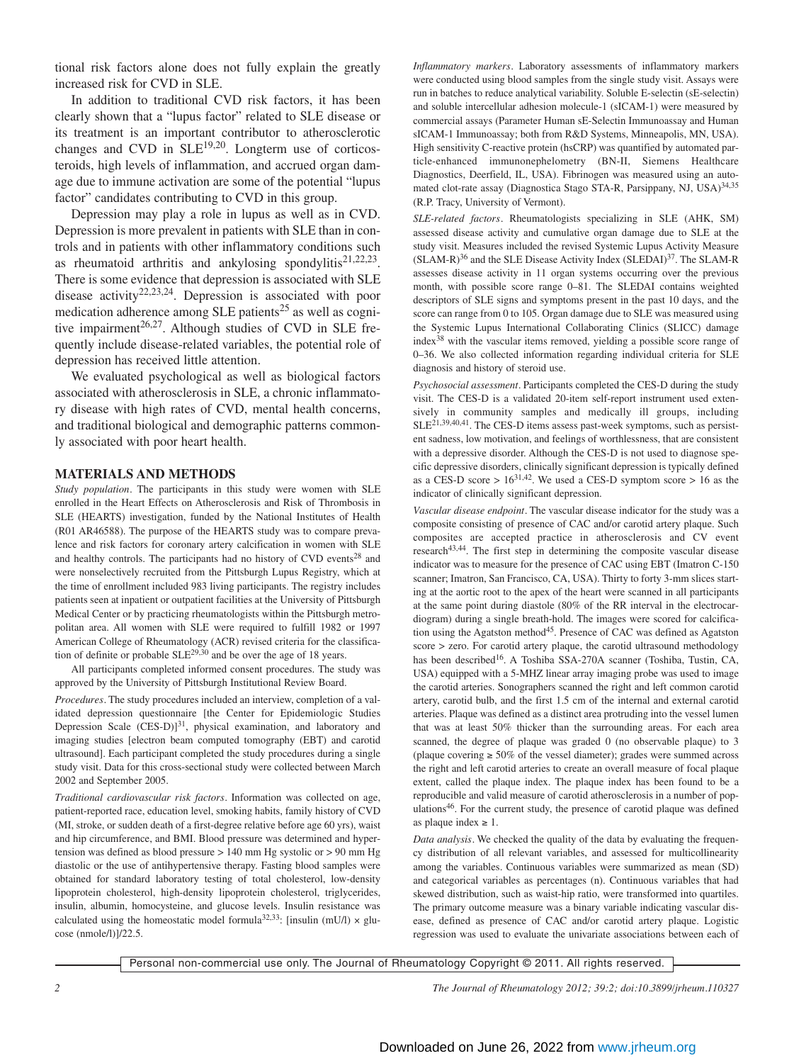tional risk factors alone does not fully explain the greatly increased risk for CVD in SLE.

In addition to traditional CVD risk factors, it has been clearly shown that a "lupus factor" related to SLE disease or its treatment is an important contributor to atherosclerotic changes and CVD in SLE[19,20]. Longterm use of corticosteroids, high levels of inflammation, and accrued organ damage due to immune activation are some of the potential "lupus factor" candidates contributing to CVD in this group.

Depression may play a role in lupus as well as in CVD. Depression is more prevalent in patients with SLE than in controls and in patients with other inflammatory conditions such as rheumatoid arthritis and ankylosing spondylitis[21,22,23]. There is some evidence that depression is associated with SLE disease activity[22,23,24]. Depression is associated with poor medication adherence among SLE patients[25] as well as cognitive impairment[26,27]. Although studies of CVD in SLE frequently include disease-related variables, the potential role of depression has received little attention.

We evaluated psychological as well as biological factors associated with atherosclerosis in SLE, a chronic inflammatory disease with high rates of CVD, mental health concerns, and traditional biological and demographic patterns commonly associated with poor heart health.

## MATERIALS AND METHODS

*Study population*. The participants in this study were women with SLE enrolled in the Heart Effects on Atherosclerosis and Risk of Thrombosis in SLE (HEARTS) investigation, funded by the National Institutes of Health (R01 AR46588). The purpose of the HEARTS study was to compare prevalence and risk factors for coronary artery calcification in women with SLE and healthy controls. The participants had no history of CVD events[28] and were nonselectively recruited from the Pittsburgh Lupus Registry, which at the time of enrollment included 983 living participants. The registry includes patients seen at inpatient or outpatient facilities at the University of Pittsburgh Medical Center or by practicing rheumatologists within the Pittsburgh metropolitan area. All women with SLE were required to fulfill 1982 or 1997 American College of Rheumatology (ACR) revised criteria for the classification of definite or probable SLE[29,30] and be over the age of 18 years.

All participants completed informed consent procedures. The study was approved by the University of Pittsburgh Institutional Review Board.

*Procedures*. The study procedures included an interview, completion of a validated depression questionnaire [the Center for Epidemiologic Studies Depression Scale (CES-D)][31], physical examination, and laboratory and imaging studies [electron beam computed tomography (EBT) and carotid ultrasound]. Each participant completed the study procedures during a single study visit. Data for this cross-sectional study were collected between March 2002 and September 2005.

*Traditional cardiovascular risk factors*. Information was collected on age, patient-reported race, education level, smoking habits, family history of CVD (MI, stroke, or sudden death of a first-degree relative before age 60 yrs), waist and hip circumference, and BMI. Blood pressure was determined and hypertension was defined as blood pressure > 140 mm Hg systolic or > 90 mm Hg diastolic or the use of antihypertensive therapy. Fasting blood samples were obtained for standard laboratory testing of total cholesterol, low-density lipoprotein cholesterol, high-density lipoprotein cholesterol, triglycerides, insulin, albumin, homocysteine, and glucose levels. Insulin resistance was calculated using the homeostatic model formula[32,33]: [insulin (mU/l) × glucose (nmole/l)]/22.5.

*Inflammatory markers*. Laboratory assessments of inflammatory markers were conducted using blood samples from the single study visit. Assays were run in batches to reduce analytical variability. Soluble E-selectin (sE-selectin) and soluble intercellular adhesion molecule-1 (sICAM-1) were measured by commercial assays (Parameter Human sE-Selectin Immunoassay and Human sICAM-1 Immunoassay; both from R&D Systems, Minneapolis, MN, USA). High sensitivity C-reactive protein (hsCRP) was quantified by automated particle-enhanced immunonephelometry (BN-II, Siemens Healthcare Diagnostics, Deerfield, IL, USA). Fibrinogen was measured using an automated clot-rate assay (Diagnostica Stago STA-R, Parsippany, NJ, USA)[34,35] (R.P. Tracy, University of Vermont).

*SLE-related factors*. Rheumatologists specializing in SLE (AHK, SM) assessed disease activity and cumulative organ damage due to SLE at the study visit. Measures included the revised Systemic Lupus Activity Measure (SLAM-R)[36] and the SLE Disease Activity Index (SLEDAI)[37]. The SLAM-R assesses disease activity in 11 organ systems occurring over the previous month, with possible score range 0–81. The SLEDAI contains weighted descriptors of SLE signs and symptoms present in the past 10 days, and the score can range from 0 to 105. Organ damage due to SLE was measured using the Systemic Lupus International Collaborating Clinics (SLICC) damage index[38] with the vascular items removed, yielding a possible score range of 0–36. We also collected information regarding individual criteria for SLE diagnosis and history of steroid use.

*Psychosocial assessment*. Participants completed the CES-D during the study visit. The CES-D is a validated 20-item self-report instrument used extensively in community samples and medically ill groups, including SLE[21,39,40,41]. The CES-D items assess past-week symptoms, such as persistent sadness, low motivation, and feelings of worthlessness, that are consistent with a depressive disorder. Although the CES-D is not used to diagnose specific depressive disorders, clinically significant depression is typically defined as a CES-D score > 16[31,42]. We used a CES-D symptom score > 16 as the indicator of clinically significant depression.

*Vascular disease endpoint*. The vascular disease indicator for the study was a composite consisting of presence of CAC and/or carotid artery plaque. Such composites are accepted practice in atherosclerosis and CV event research[43,44]. The first step in determining the composite vascular disease indicator was to measure for the presence of CAC using EBT (Imatron C-150 scanner; Imatron, San Francisco, CA, USA). Thirty to forty 3-mm slices starting at the aortic root to the apex of the heart were scanned in all participants at the same point during diastole (80% of the RR interval in the electrocardiogram) during a single breath-hold. The images were scored for calcification using the Agatston method[45]. Presence of CAC was defined as Agatston score > zero. For carotid artery plaque, the carotid ultrasound methodology has been described[16]. A Toshiba SSA-270A scanner (Toshiba, Tustin, CA, USA) equipped with a 5-MHZ linear array imaging probe was used to image the carotid arteries. Sonographers scanned the right and left common carotid artery, carotid bulb, and the first 1.5 cm of the internal and external carotid arteries. Plaque was defined as a distinct area protruding into the vessel lumen that was at least 50% thicker than the surrounding areas. For each area scanned, the degree of plaque was graded 0 (no observable plaque) to 3 (plaque covering ≥ 50% of the vessel diameter); grades were summed across the right and left carotid arteries to create an overall measure of focal plaque extent, called the plaque index. The plaque index has been found to be a reproducible and valid measure of carotid atherosclerosis in a number of populations[46]. For the current study, the presence of carotid plaque was defined as plaque index ≥ 1.

*Data analysis*. We checked the quality of the data by evaluating the frequency distribution of all relevant variables, and assessed for multicollinearity among the variables. Continuous variables were summarized as mean (SD) and categorical variables as percentages (n). Continuous variables that had skewed distribution, such as waist-hip ratio, were transformed into quartiles. The primary outcome measure was a binary variable indicating vascular disease, defined as presence of CAC and/or carotid artery plaque. Logistic regression was used to evaluate the univariate associations between each of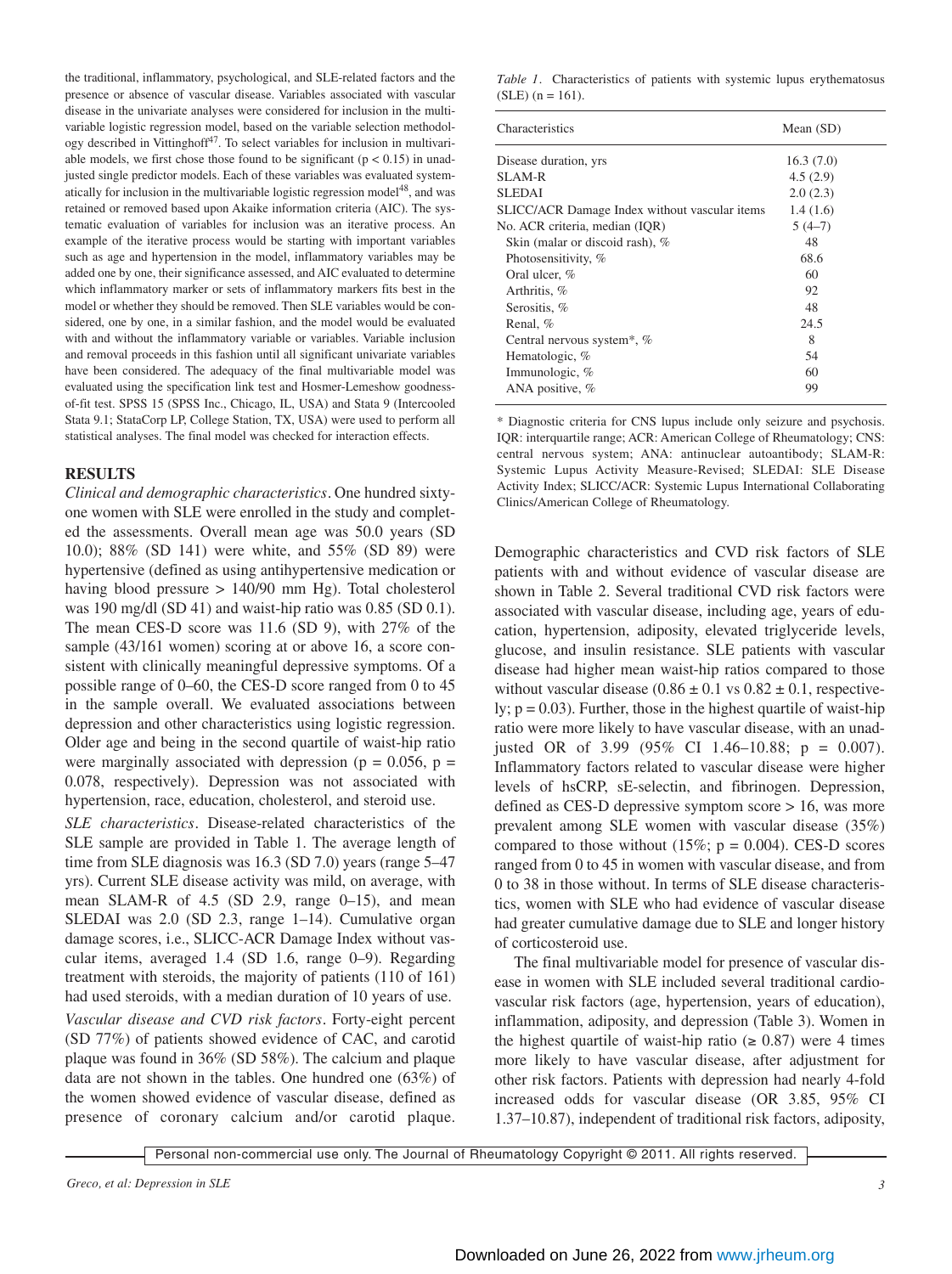the traditional, inflammatory, psychological, and SLE-related factors and the presence or absence of vascular disease. Variables associated with vascular disease in the univariate analyses were considered for inclusion in the multivariable logistic regression model, based on the variable selection methodology described in Vittinghoff[47]. To select variables for inclusion in multivariable models, we first chose those found to be significant ($p < 0.15$) in unadjusted single predictor models. Each of these variables was evaluated systematically for inclusion in the multivariable logistic regression model[48], and was retained or removed based upon Akaike information criteria (AIC). The systematic evaluation of variables for inclusion was an iterative process. An example of the iterative process would be starting with important variables such as age and hypertension in the model, inflammatory variables may be added one by one, their significance assessed, and AIC evaluated to determine which inflammatory marker or sets of inflammatory markers fits best in the model or whether they should be removed. Then SLE variables would be considered, one by one, in a similar fashion, and the model would be evaluated with and without the inflammatory variable or variables. Variable inclusion and removal proceeds in this fashion until all significant univariate variables have been considered. The adequacy of the final multivariable model was evaluated using the specification link test and Hosmer-Lemeshow goodness-of-fit test. SPSS 15 (SPSS Inc., Chicago, IL, USA) and Stata 9 (Intercooled Stata 9.1; StataCorp LP, College Station, TX, USA) were used to perform all statistical analyses. The final model was checked for interaction effects.

## RESULTS

*Clinical and demographic characteristics*. One hundred sixty-one women with SLE were enrolled in the study and completed the assessments. Overall mean age was 50.0 years (SD 10.0); 88% (SD 141) were white, and 55% (SD 89) were hypertensive (defined as using antihypertensive medication or having blood pressure > 140/90 mm Hg). Total cholesterol was 190 mg/dl (SD 41) and waist-hip ratio was 0.85 (SD 0.1). The mean CES-D score was 11.6 (SD 9), with 27% of the sample (43/161 women) scoring at or above 16, a score consistent with clinically meaningful depressive symptoms. Of a possible range of 0–60, the CES-D score ranged from 0 to 45 in the sample overall. We evaluated associations between depression and other characteristics using logistic regression. Older age and being in the second quartile of waist-hip ratio were marginally associated with depression ($p = 0.056$, $p = 0.078$, respectively). Depression was not associated with hypertension, race, education, cholesterol, and steroid use.

*SLE characteristics*. Disease-related characteristics of the SLE sample are provided in Table 1. The average length of time from SLE diagnosis was 16.3 (SD 7.0) years (range 5–47 yrs). Current SLE disease activity was mild, on average, with mean SLAM-R of 4.5 (SD 2.9, range 0–15), and mean SLEDAI was 2.0 (SD 2.3, range 1–14). Cumulative organ damage scores, i.e., SLICC-ACR Damage Index without vascular items, averaged 1.4 (SD 1.6, range 0–9). Regarding treatment with steroids, the majority of patients (110 of 161) had used steroids, with a median duration of 10 years of use.

*Vascular disease and CVD risk factors*. Forty-eight percent (SD 77%) of patients showed evidence of CAC, and carotid plaque was found in 36% (SD 58%). The calcium and plaque data are not shown in the tables. One hundred one (63%) of the women showed evidence of vascular disease, defined as presence of coronary calcium and/or carotid plaque.

*Table 1*. Characteristics of patients with systemic lupus erythematosus (SLE) (n = 161).

| Characteristics | Mean (SD) |
|---|---|
| Disease duration, yrs | 16.3 (7.0) |
| SLAM-R | 4.5 (2.9) |
| SLEDAI | 2.0 (2.3) |
| SLICC/ACR Damage Index without vascular items | 1.4 (1.6) |
| No. ACR criteria, median (IQR) | 5 (4–7) |
| Skin (malar or discoid rash), % | 48 |
| Photosensitivity, % | 68.6 |
| Oral ulcer, % | 60 |
| Arthritis, % | 92 |
| Serositis, % | 48 |
| Renal, % | 24.5 |
| Central nervous system*, % | 8 |
| Hematologic, % | 54 |
| Immunologic, % | 60 |
| ANA positive, % | 99 |

\* Diagnostic criteria for CNS lupus include only seizure and psychosis. IQR: interquartile range; ACR: American College of Rheumatology; CNS: central nervous system; ANA: antinuclear autoantibody; SLAM-R: Systemic Lupus Activity Measure-Revised; SLEDAI: SLE Disease Activity Index; SLICC/ACR: Systemic Lupus International Collaborating Clinics/American College of Rheumatology.

Demographic characteristics and CVD risk factors of SLE patients with and without evidence of vascular disease are shown in Table 2. Several traditional CVD risk factors were associated with vascular disease, including age, years of education, hypertension, adiposity, elevated triglyceride levels, glucose, and insulin resistance. SLE patients with vascular disease had higher mean waist-hip ratios compared to those without vascular disease (0.86 ± 0.1 vs 0.82 ± 0.1, respectively; $p = 0.03$). Further, those in the highest quartile of waist-hip ratio were more likely to have vascular disease, with an unadjusted OR of 3.99 (95% CI 1.46–10.88; $p = 0.007$). Inflammatory factors related to vascular disease were higher levels of hsCRP, sE-selectin, and fibrinogen. Depression, defined as CES-D depressive symptom score > 16, was more prevalent among SLE women with vascular disease (35%) compared to those without (15%; $p = 0.004$). CES-D scores ranged from 0 to 45 in women with vascular disease, and from 0 to 38 in those without. In terms of SLE disease characteristics, women with SLE who had evidence of vascular disease had greater cumulative damage due to SLE and longer history of corticosteroid use.

The final multivariable model for presence of vascular disease in women with SLE included several traditional cardiovascular risk factors (age, hypertension, years of education), inflammation, adiposity, and depression (Table 3). Women in the highest quartile of waist-hip ratio (≥ 0.87) were 4 times more likely to have vascular disease, after adjustment for other risk factors. Patients with depression had nearly 4-fold increased odds for vascular disease (OR 3.85, 95% CI 1.37–10.87), independent of traditional risk factors, adiposity,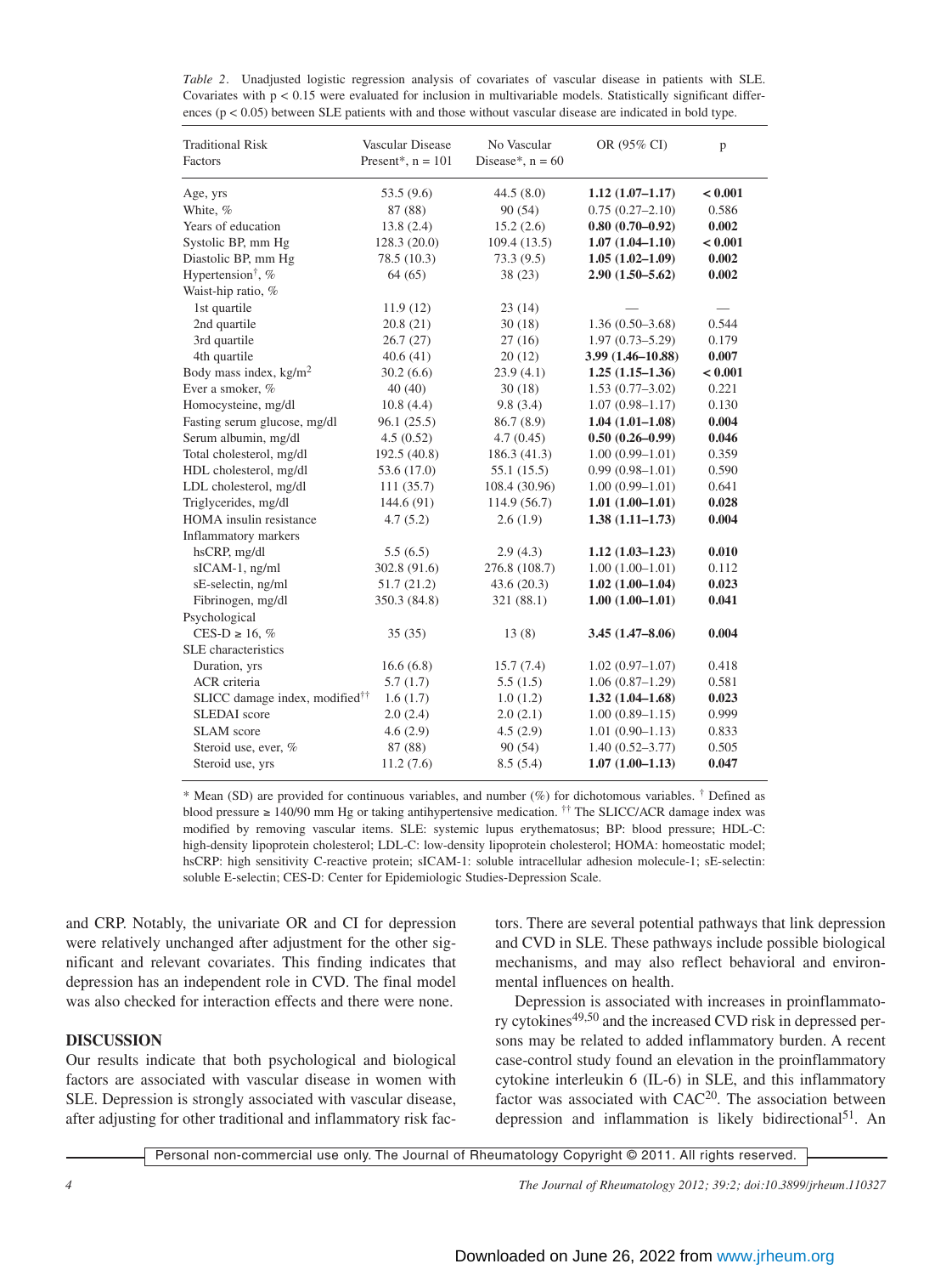*Table 2*. Unadjusted logistic regression analysis of covariates of vascular disease in patients with SLE. Covariates with $p < 0.15$ were evaluated for inclusion in multivariable models. Statistically significant differences ($p < 0.05$) between SLE patients with and those without vascular disease are indicated in bold type.

| Traditional Risk Factors | Vascular Disease Present*, n = 101 | No Vascular Disease*, n = 60 | OR (95% CI) | p |
|---|---|---|---|---|
| Age, yrs | 53.5 (9.6) | 44.5 (8.0) | **1.12 (1.07–1.17)** | **< 0.001** |
| White, % | 87 (88) | 90 (54) | 0.75 (0.27–2.10) | 0.586 |
| Years of education | 13.8 (2.4) | 15.2 (2.6) | **0.80 (0.70–0.92)** | **0.002** |
| Systolic BP, mm Hg | 128.3 (20.0) | 109.4 (13.5) | **1.07 (1.04–1.10)** | **< 0.001** |
| Diastolic BP, mm Hg | 78.5 (10.3) | 73.3 (9.5) | **1.05 (1.02–1.09)** | **0.002** |
| Hypertension†, % | 64 (65) | 38 (23) | **2.90 (1.50–5.62)** | **0.002** |
| Waist-hip ratio, % | | | | |
| 1st quartile | 11.9 (12) | 23 (14) | — | — |
| 2nd quartile | 20.8 (21) | 30 (18) | 1.36 (0.50–3.68) | 0.544 |
| 3rd quartile | 26.7 (27) | 27 (16) | 1.97 (0.73–5.29) | 0.179 |
| 4th quartile | 40.6 (41) | 20 (12) | **3.99 (1.46–10.88)** | **0.007** |
| Body mass index, kg/m$^2$ | 30.2 (6.6) | 23.9 (4.1) | **1.25 (1.15–1.36)** | **< 0.001** |
| Ever a smoker, % | 40 (40) | 30 (18) | 1.53 (0.77–3.02) | 0.221 |
| Homocysteine, mg/dl | 10.8 (4.4) | 9.8 (3.4) | 1.07 (0.98–1.17) | 0.130 |
| Fasting serum glucose, mg/dl | 96.1 (25.5) | 86.7 (8.9) | **1.04 (1.01–1.08)** | **0.004** |
| Serum albumin, mg/dl | 4.5 (0.52) | 4.7 (0.45) | **0.50 (0.26–0.99)** | **0.046** |
| Total cholesterol, mg/dl | 192.5 (40.8) | 186.3 (41.3) | 1.00 (0.99–1.01) | 0.359 |
| HDL cholesterol, mg/dl | 53.6 (17.0) | 55.1 (15.5) | 0.99 (0.98–1.01) | 0.590 |
| LDL cholesterol, mg/dl | 111 (35.7) | 108.4 (30.96) | 1.00 (0.99–1.01) | 0.641 |
| Triglycerides, mg/dl | 144.6 (91) | 114.9 (56.7) | **1.01 (1.00–1.01)** | **0.028** |
| HOMA insulin resistance | 4.7 (5.2) | 2.6 (1.9) | **1.38 (1.11–1.73)** | **0.004** |
| Inflammatory markers | | | | |
| hsCRP, mg/dl | 5.5 (6.5) | 2.9 (4.3) | **1.12 (1.03–1.23)** | **0.010** |
| sICAM-1, ng/ml | 302.8 (91.6) | 276.8 (108.7) | 1.00 (1.00–1.01) | 0.112 |
| sE-selectin, ng/ml | 51.7 (21.2) | 43.6 (20.3) | **1.02 (1.00–1.04)** | **0.023** |
| Fibrinogen, mg/dl | 350.3 (84.8) | 321 (88.1) | **1.00 (1.00–1.01)** | **0.041** |
| Psychological | | | | |
| CES-D ≥ 16, % | 35 (35) | 13 (8) | **3.45 (1.47–8.06)** | **0.004** |
| SLE characteristics | | | | |
| Duration, yrs | 16.6 (6.8) | 15.7 (7.4) | 1.02 (0.97–1.07) | 0.418 |
| ACR criteria | 5.7 (1.7) | 5.5 (1.5) | 1.06 (0.87–1.29) | 0.581 |
| SLICC damage index, modified†† | 1.6 (1.7) | 1.0 (1.2) | **1.32 (1.04–1.68)** | **0.023** |
| SLEDAI score | 2.0 (2.4) | 2.0 (2.1) | 1.00 (0.89–1.15) | 0.999 |
| SLAM score | 4.6 (2.9) | 4.5 (2.9) | 1.01 (0.90–1.13) | 0.833 |
| Steroid use, ever, % | 87 (88) | 90 (54) | 1.40 (0.52–3.77) | 0.505 |
| Steroid use, yrs | 11.2 (7.6) | 8.5 (5.4) | **1.07 (1.00–1.13)** | **0.047** |

* Mean (SD) are provided for continuous variables, and number (%) for dichotomous variables. † Defined as blood pressure ≥ 140/90 mm Hg or taking antihypertensive medication. †† The SLICC/ACR damage index was modified by removing vascular items. SLE: systemic lupus erythematosus; BP: blood pressure; HDL-C: high-density lipoprotein cholesterol; LDL-C: low-density lipoprotein cholesterol; HOMA: homeostatic model; hsCRP: high sensitivity C-reactive protein; sICAM-1: soluble intracellular adhesion molecule-1; sE-selectin: soluble E-selectin; CES-D: Center for Epidemiologic Studies-Depression Scale.

and CRP. Notably, the univariate OR and CI for depression were relatively unchanged after adjustment for the other significant and relevant covariates. This finding indicates that depression has an independent role in CVD. The final model was also checked for interaction effects and there were none.

## DISCUSSION

Our results indicate that both psychological and biological factors are associated with vascular disease in women with SLE. Depression is strongly associated with vascular disease, after adjusting for other traditional and inflammatory risk factors. There are several potential pathways that link depression and CVD in SLE. These pathways include possible biological mechanisms, and may also reflect behavioral and environmental influences on health.

Depression is associated with increases in proinflammatory cytokines[49,50] and the increased CVD risk in depressed persons may be related to added inflammatory burden. A recent case-control study found an elevation in the proinflammatory cytokine interleukin 6 (IL-6) in SLE, and this inflammatory factor was associated with CAC[20]. The association between depression and inflammation is likely bidirectional[51]. An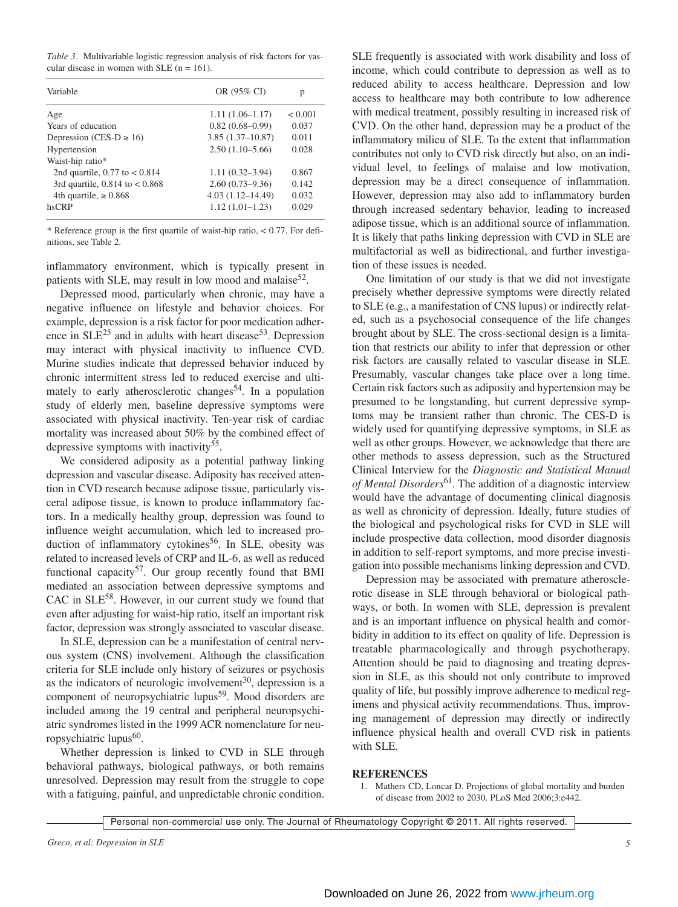*Table 3*. Multivariable logistic regression analysis of risk factors for vascular disease in women with SLE (n = 161).

| Variable | OR (95% CI) | p |
|---|---|---|
| Age | 1.11 (1.06–1.17) | < 0.001 |
| Years of education | 0.82 (0.68–0.99) | 0.037 |
| Depression (CES-D ≥ 16) | 3.85 (1.37–10.87) | 0.011 |
| Hypertension | 2.50 (1.10–5.66) | 0.028 |
| Waist-hip ratio* | | |
| 2nd quartile, 0.77 to < 0.814 | 1.11 (0.32–3.94) | 0.867 |
| 3rd quartile, 0.814 to < 0.868 | 2.60 (0.73–9.36) | 0.142 |
| 4th quartile, ≥ 0.868 | 4.03 (1.12–14.49) | 0.032 |
| hsCRP | 1.12 (1.01–1.23) | 0.029 |

* Reference group is the first quartile of waist-hip ratio, < 0.77. For definitions, see Table 2.

inflammatory environment, which is typically present in patients with SLE, may result in low mood and malaise[52].

Depressed mood, particularly when chronic, may have a negative influence on lifestyle and behavior choices. For example, depression is a risk factor for poor medication adherence in SLE[25] and in adults with heart disease[53]. Depression may interact with physical inactivity to influence CVD. Murine studies indicate that depressed behavior induced by chronic intermittent stress led to reduced exercise and ultimately to early atherosclerotic changes[54]. In a population study of elderly men, baseline depressive symptoms were associated with physical inactivity. Ten-year risk of cardiac mortality was increased about 50% by the combined effect of depressive symptoms with inactivity[55].

We considered adiposity as a potential pathway linking depression and vascular disease. Adiposity has received attention in CVD research because adipose tissue, particularly visceral adipose tissue, is known to produce inflammatory factors. In a medically healthy group, depression was found to influence weight accumulation, which led to increased production of inflammatory cytokines[56]. In SLE, obesity was related to increased levels of CRP and IL-6, as well as reduced functional capacity[57]. Our group recently found that BMI mediated an association between depressive symptoms and CAC in SLE[58]. However, in our current study we found that even after adjusting for waist-hip ratio, itself an important risk factor, depression was strongly associated to vascular disease.

In SLE, depression can be a manifestation of central nervous system (CNS) involvement. Although the classification criteria for SLE include only history of seizures or psychosis as the indicators of neurologic involvement[30], depression is a component of neuropsychiatric lupus[59]. Mood disorders are included among the 19 central and peripheral neuropsychiatric syndromes listed in the 1999 ACR nomenclature for neuropsychiatric lupus[60].

Whether depression is linked to CVD in SLE through behavioral pathways, biological pathways, or both remains unresolved. Depression may result from the struggle to cope with a fatiguing, painful, and unpredictable chronic condition. SLE frequently is associated with work disability and loss of income, which could contribute to depression as well as to reduced ability to access healthcare. Depression and low access to healthcare may both contribute to low adherence with medical treatment, possibly resulting in increased risk of CVD. On the other hand, depression may be a product of the inflammatory milieu of SLE. To the extent that inflammation contributes not only to CVD risk directly but also, on an individual level, to feelings of malaise and low motivation, depression may be a direct consequence of inflammation. However, depression may also add to inflammatory burden through increased sedentary behavior, leading to increased adipose tissue, which is an additional source of inflammation. It is likely that paths linking depression with CVD in SLE are multifactorial as well as bidirectional, and further investigation of these issues is needed.

One limitation of our study is that we did not investigate precisely whether depressive symptoms were directly related to SLE (e.g., a manifestation of CNS lupus) or indirectly related, such as a psychosocial consequence of the life changes brought about by SLE. The cross-sectional design is a limitation that restricts our ability to infer that depression or other risk factors are causally related to vascular disease in SLE. Presumably, vascular changes take place over a long time. Certain risk factors such as adiposity and hypertension may be presumed to be longstanding, but current depressive symptoms may be transient rather than chronic. The CES-D is widely used for quantifying depressive symptoms, in SLE as well as other groups. However, we acknowledge that there are other methods to assess depression, such as the Structured Clinical Interview for the *Diagnostic and Statistical Manual of Mental Disorders*[61]. The addition of a diagnostic interview would have the advantage of documenting clinical diagnosis as well as chronicity of depression. Ideally, future studies of the biological and psychological risks for CVD in SLE will include prospective data collection, mood disorder diagnosis in addition to self-report symptoms, and more precise investigation into possible mechanisms linking depression and CVD.

Depression may be associated with premature atherosclerotic disease in SLE through behavioral or biological pathways, or both. In women with SLE, depression is prevalent and is an important influence on physical health and comorbidity in addition to its effect on quality of life. Depression is treatable pharmacologically and through psychotherapy. Attention should be paid to diagnosing and treating depression in SLE, as this should not only contribute to improved quality of life, but possibly improve adherence to medical regimens and physical activity recommendations. Thus, improving management of depression may directly or indirectly influence physical health and overall CVD risk in patients with SLE.

## REFERENCES

1. Mathers CD, Loncar D. Projections of global mortality and burden of disease from 2002 to 2030. PLoS Med 2006;3:e442.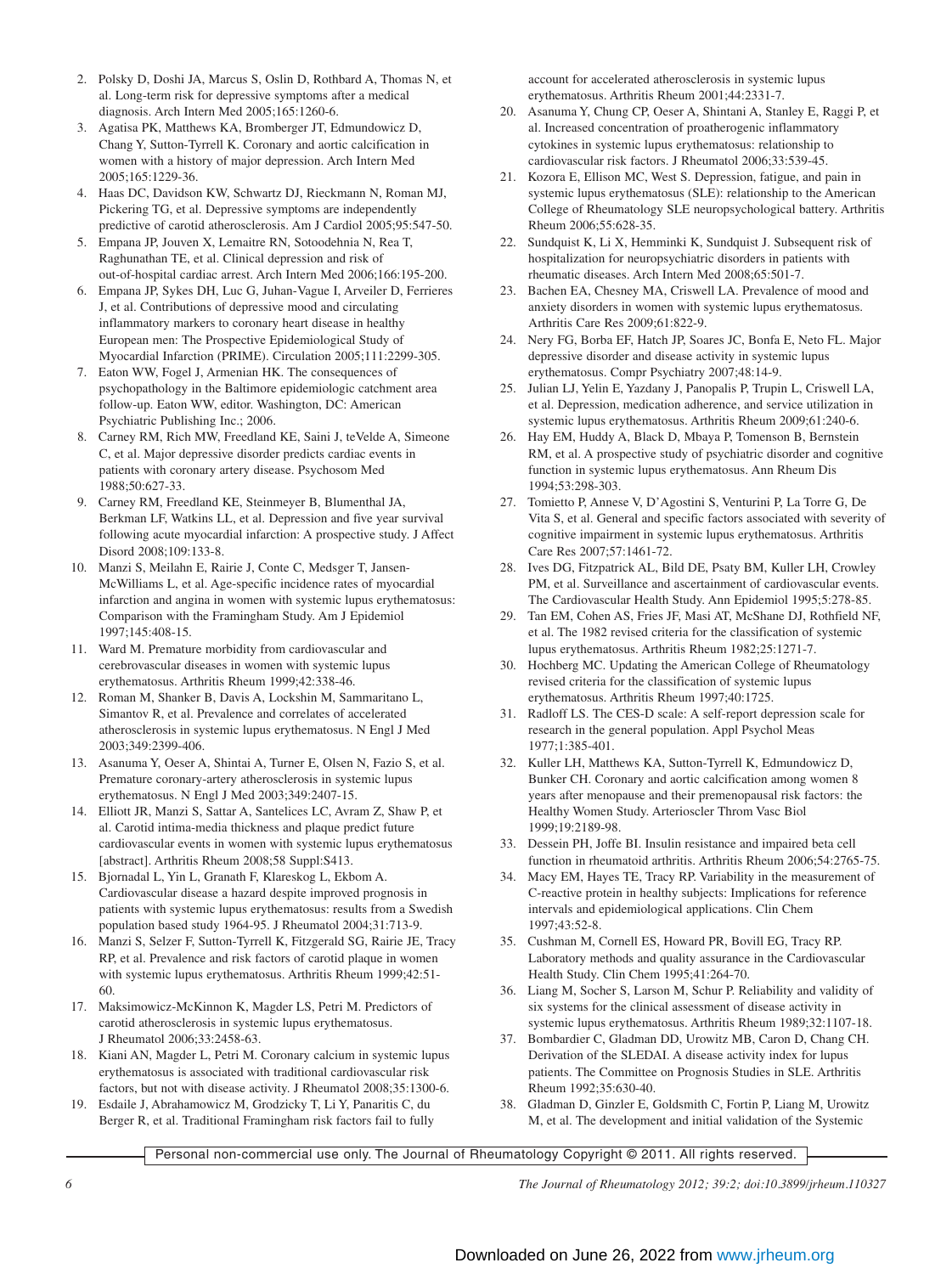2. Polsky D, Doshi JA, Marcus S, Oslin D, Rothbard A, Thomas N, et al. Long-term risk for depressive symptoms after a medical diagnosis. Arch Intern Med 2005;165:1260-6.
3. Agatisa PK, Matthews KA, Bromberger JT, Edmundowicz D, Chang Y, Sutton-Tyrrell K. Coronary and aortic calcification in women with a history of major depression. Arch Intern Med 2005;165:1229-36.
4. Haas DC, Davidson KW, Schwartz DJ, Rieckmann N, Roman MJ, Pickering TG, et al. Depressive symptoms are independently predictive of carotid atherosclerosis. Am J Cardiol 2005;95:547-50.
5. Empana JP, Jouven X, Lemaitre RN, Sotoodehnia N, Rea T, Raghunathan TE, et al. Clinical depression and risk of out-of-hospital cardiac arrest. Arch Intern Med 2006;166:195-200.
6. Empana JP, Sykes DH, Luc G, Juhan-Vague I, Arveiler D, Ferrieres J, et al. Contributions of depressive mood and circulating inflammatory markers to coronary heart disease in healthy European men: The Prospective Epidemiological Study of Myocardial Infarction (PRIME). Circulation 2005;111:2299-305.
7. Eaton WW, Fogel J, Armenian HK. The consequences of psychopathology in the Baltimore epidemiologic catchment area follow-up. Eaton WW, editor. Washington, DC: American Psychiatric Publishing Inc.; 2006.
8. Carney RM, Rich MW, Freedland KE, Saini J, teVelde A, Simeone C, et al. Major depressive disorder predicts cardiac events in patients with coronary artery disease. Psychosom Med 1988;50:627-33.
9. Carney RM, Freedland KE, Steinmeyer B, Blumenthal JA, Berkman LF, Watkins LL, et al. Depression and five year survival following acute myocardial infarction: A prospective study. J Affect Disord 2008;109:133-8.
10. Manzi S, Meilahn E, Rairie J, Conte C, Medsger T, Jansen-McWilliams L, et al. Age-specific incidence rates of myocardial infarction and angina in women with systemic lupus erythematosus: Comparison with the Framingham Study. Am J Epidemiol 1997;145:408-15.
11. Ward M. Premature morbidity from cardiovascular and cerebrovascular diseases in women with systemic lupus erythematosus. Arthritis Rheum 1999;42:338-46.
12. Roman M, Shanker B, Davis A, Lockshin M, Sammaritano L, Simantov R, et al. Prevalence and correlates of accelerated atherosclerosis in systemic lupus erythematosus. N Engl J Med 2003;349:2399-406.
13. Asanuma Y, Oeser A, Shintai A, Turner E, Olsen N, Fazio S, et al. Premature coronary-artery atherosclerosis in systemic lupus erythematosus. N Engl J Med 2003;349:2407-15.
14. Elliott JR, Manzi S, Sattar A, Santelices LC, Avram Z, Shaw P, et al. Carotid intima-media thickness and plaque predict future cardiovascular events in women with systemic lupus erythematosus [abstract]. Arthritis Rheum 2008;58 Suppl:S413.
15. Bjornadal L, Yin L, Granath F, Klareskog L, Ekbom A. Cardiovascular disease a hazard despite improved prognosis in patients with systemic lupus erythematosus: results from a Swedish population based study 1964-95. J Rheumatol 2004;31:713-9.
16. Manzi S, Selzer F, Sutton-Tyrrell K, Fitzgerald SG, Rairie JE, Tracy RP, et al. Prevalence and risk factors of carotid plaque in women with systemic lupus erythematosus. Arthritis Rheum 1999;42:51-60.
17. Maksimowicz-McKinnon K, Magder LS, Petri M. Predictors of carotid atherosclerosis in systemic lupus erythematosus. J Rheumatol 2006;33:2458-63.
18. Kiani AN, Magder L, Petri M. Coronary calcium in systemic lupus erythematosus is associated with traditional cardiovascular risk factors, but not with disease activity. J Rheumatol 2008;35:1300-6.
19. Esdaile J, Abrahamowicz M, Grodzicky T, Li Y, Panaritis C, du Berger R, et al. Traditional Framingham risk factors fail to fully account for accelerated atherosclerosis in systemic lupus erythematosus. Arthritis Rheum 2001;44:2331-7.
20. Asanuma Y, Chung CP, Oeser A, Shintani A, Stanley E, Raggi P, et al. Increased concentration of proatherogenic inflammatory cytokines in systemic lupus erythematosus: relationship to cardiovascular risk factors. J Rheumatol 2006;33:539-45.
21. Kozora E, Ellison MC, West S. Depression, fatigue, and pain in systemic lupus erythematosus (SLE): relationship to the American College of Rheumatology SLE neuropsychological battery. Arthritis Rheum 2006;55:628-35.
22. Sundquist K, Li X, Hemminki K, Sundquist J. Subsequent risk of hospitalization for neuropsychiatric disorders in patients with rheumatic diseases. Arch Intern Med 2008;65:501-7.
23. Bachen EA, Chesney MA, Criswell LA. Prevalence of mood and anxiety disorders in women with systemic lupus erythematosus. Arthritis Care Res 2009;61:822-9.
24. Nery FG, Borba EF, Hatch JP, Soares JC, Bonfa E, Neto FL. Major depressive disorder and disease activity in systemic lupus erythematosus. Compr Psychiatry 2007;48:14-9.
25. Julian LJ, Yelin E, Yazdany J, Panopalis P, Trupin L, Criswell LA, et al. Depression, medication adherence, and service utilization in systemic lupus erythematosus. Arthritis Rheum 2009;61:240-6.
26. Hay EM, Huddy A, Black D, Mbaya P, Tomenson B, Bernstein RM, et al. A prospective study of psychiatric disorder and cognitive function in systemic lupus erythematosus. Ann Rheum Dis 1994;53:298-303.
27. Tomietto P, Annese V, D'Agostini S, Venturini P, La Torre G, De Vita S, et al. General and specific factors associated with severity of cognitive impairment in systemic lupus erythematosus. Arthritis Care Res 2007;57:1461-72.
28. Ives DG, Fitzpatrick AL, Bild DE, Psaty BM, Kuller LH, Crowley PM, et al. Surveillance and ascertainment of cardiovascular events. The Cardiovascular Health Study. Ann Epidemiol 1995;5:278-85.
29. Tan EM, Cohen AS, Fries JF, Masi AT, McShane DJ, Rothfield NF, et al. The 1982 revised criteria for the classification of systemic lupus erythematosus. Arthritis Rheum 1982;25:1271-7.
30. Hochberg MC. Updating the American College of Rheumatology revised criteria for the classification of systemic lupus erythematosus. Arthritis Rheum 1997;40:1725.
31. Radloff LS. The CES-D scale: A self-report depression scale for research in the general population. Appl Psychol Meas 1977;1:385-401.
32. Kuller LH, Matthews KA, Sutton-Tyrrell K, Edmundowicz D, Bunker CH. Coronary and aortic calcification among women 8 years after menopause and their premenopausal risk factors: the Healthy Women Study. Arterioscler Throm Vasc Biol 1999;19:2189-98.
33. Dessein PH, Joffe BI. Insulin resistance and impaired beta cell function in rheumatoid arthritis. Arthritis Rheum 2006;54:2765-75.
34. Macy EM, Hayes TE, Tracy RP. Variability in the measurement of C-reactive protein in healthy subjects: Implications for reference intervals and epidemiological applications. Clin Chem 1997;43:52-8.
35. Cushman M, Cornell ES, Howard PR, Bovill EG, Tracy RP. Laboratory methods and quality assurance in the Cardiovascular Health Study. Clin Chem 1995;41:264-70.
36. Liang M, Socher S, Larson M, Schur P. Reliability and validity of six systems for the clinical assessment of disease activity in systemic lupus erythematosus. Arthritis Rheum 1989;32:1107-18.
37. Bombardier C, Gladman DD, Urowitz MB, Caron D, Chang CH. Derivation of the SLEDAI. A disease activity index for lupus patients. The Committee on Prognosis Studies in SLE. Arthritis Rheum 1992;35:630-40.
38. Gladman D, Ginzler E, Goldsmith C, Fortin P, Liang M, Urowitz M, et al. The development and initial validation of the Systemic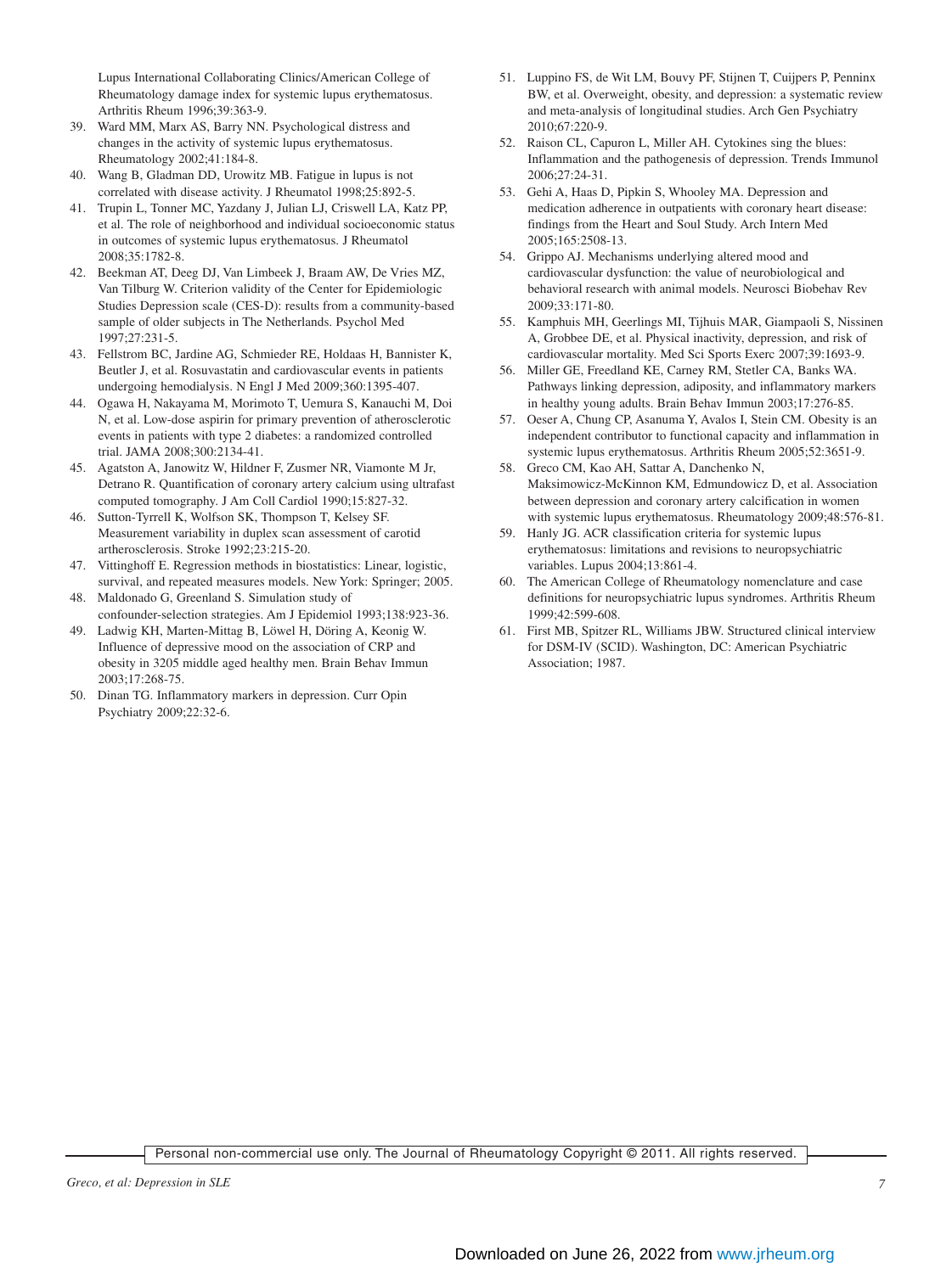Lupus International Collaborating Clinics/American College of Rheumatology damage index for systemic lupus erythematosus. Arthritis Rheum 1996;39:363-9.

39. Ward MM, Marx AS, Barry NN. Psychological distress and changes in the activity of systemic lupus erythematosus. Rheumatology 2002;41:184-8.
40. Wang B, Gladman DD, Urowitz MB. Fatigue in lupus is not correlated with disease activity. J Rheumatol 1998;25:892-5.
41. Trupin L, Tonner MC, Yazdany J, Julian LJ, Criswell LA, Katz PP, et al. The role of neighborhood and individual socioeconomic status in outcomes of systemic lupus erythematosus. J Rheumatol 2008;35:1782-8.
42. Beekman AT, Deeg DJ, Van Limbeek J, Braam AW, De Vries MZ, Van Tilburg W. Criterion validity of the Center for Epidemiologic Studies Depression scale (CES-D): results from a community-based sample of older subjects in The Netherlands. Psychol Med 1997;27:231-5.
43. Fellstrom BC, Jardine AG, Schmieder RE, Holdaas H, Bannister K, Beutler J, et al. Rosuvastatin and cardiovascular events in patients undergoing hemodialysis. N Engl J Med 2009;360:1395-407.
44. Ogawa H, Nakayama M, Morimoto T, Uemura S, Kanauchi M, Doi N, et al. Low-dose aspirin for primary prevention of atherosclerotic events in patients with type 2 diabetes: a randomized controlled trial. JAMA 2008;300:2134-41.
45. Agatston A, Janowitz W, Hildner F, Zusmer NR, Viamonte M Jr, Detrano R. Quantification of coronary artery calcium using ultrafast computed tomography. J Am Coll Cardiol 1990;15:827-32.
46. Sutton-Tyrrell K, Wolfson SK, Thompson T, Kelsey SF. Measurement variability in duplex scan assessment of carotid artherosclerosis. Stroke 1992;23:215-20.
47. Vittinghoff E. Regression methods in biostatistics: Linear, logistic, survival, and repeated measures models. New York: Springer; 2005.
48. Maldonado G, Greenland S. Simulation study of confounder-selection strategies. Am J Epidemiol 1993;138:923-36.
49. Ladwig KH, Marten-Mittag B, Löwel H, Döring A, Keonig W. Influence of depressive mood on the association of CRP and obesity in 3205 middle aged healthy men. Brain Behav Immun 2003;17:268-75.
50. Dinan TG. Inflammatory markers in depression. Curr Opin Psychiatry 2009;22:32-6.
51. Luppino FS, de Wit LM, Bouvy PF, Stijnen T, Cuijpers P, Penninx BW, et al. Overweight, obesity, and depression: a systematic review and meta-analysis of longitudinal studies. Arch Gen Psychiatry 2010;67:220-9.
52. Raison CL, Capuron L, Miller AH. Cytokines sing the blues: Inflammation and the pathogenesis of depression. Trends Immunol 2006;27:24-31.
53. Gehi A, Haas D, Pipkin S, Whooley MA. Depression and medication adherence in outpatients with coronary heart disease: findings from the Heart and Soul Study. Arch Intern Med 2005;165:2508-13.
54. Grippo AJ. Mechanisms underlying altered mood and cardiovascular dysfunction: the value of neurobiological and behavioral research with animal models. Neurosci Biobehav Rev 2009;33:171-80.
55. Kamphuis MH, Geerlings MI, Tijhuis MAR, Giampaoli S, Nissinen A, Grobbee DE, et al. Physical inactivity, depression, and risk of cardiovascular mortality. Med Sci Sports Exerc 2007;39:1693-9.
56. Miller GE, Freedland KE, Carney RM, Stetler CA, Banks WA. Pathways linking depression, adiposity, and inflammatory markers in healthy young adults. Brain Behav Immun 2003;17:276-85.
57. Oeser A, Chung CP, Asanuma Y, Avalos I, Stein CM. Obesity is an independent contributor to functional capacity and inflammation in systemic lupus erythematosus. Arthritis Rheum 2005;52:3651-9.
58. Greco CM, Kao AH, Sattar A, Danchenko N, Maksimowicz-McKinnon KM, Edmundowicz D, et al. Association between depression and coronary artery calcification in women with systemic lupus erythematosus. Rheumatology 2009;48:576-81.
59. Hanly JG. ACR classification criteria for systemic lupus erythematosus: limitations and revisions to neuropsychiatric variables. Lupus 2004;13:861-4.
60. The American College of Rheumatology nomenclature and case definitions for neuropsychiatric lupus syndromes. Arthritis Rheum 1999;42:599-608.
61. First MB, Spitzer RL, Williams JBW. Structured clinical interview for DSM-IV (SCID). Washington, DC: American Psychiatric Association; 1987.